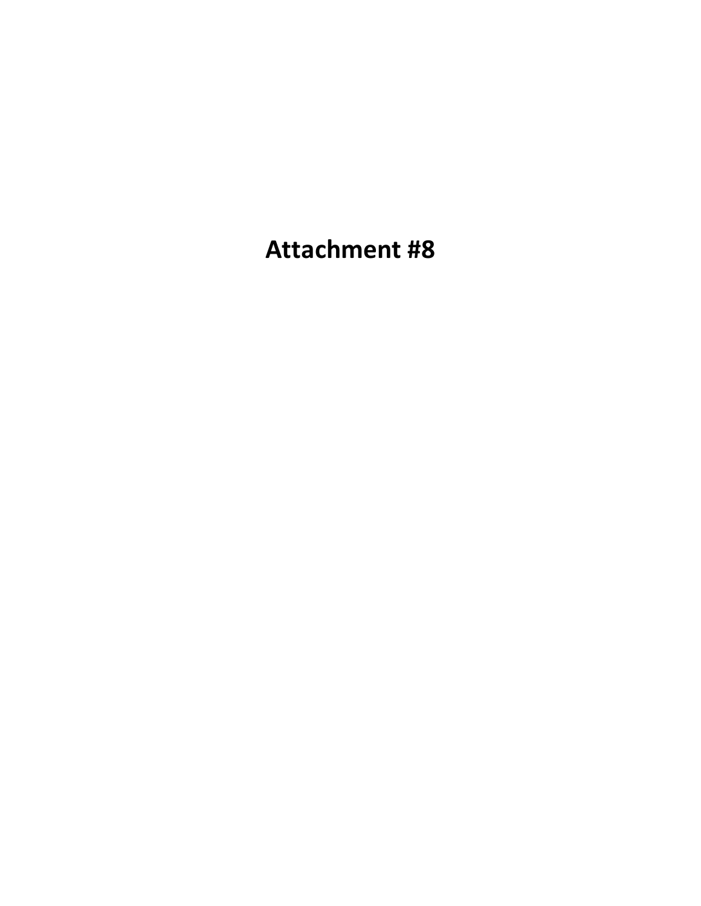# Attachment #8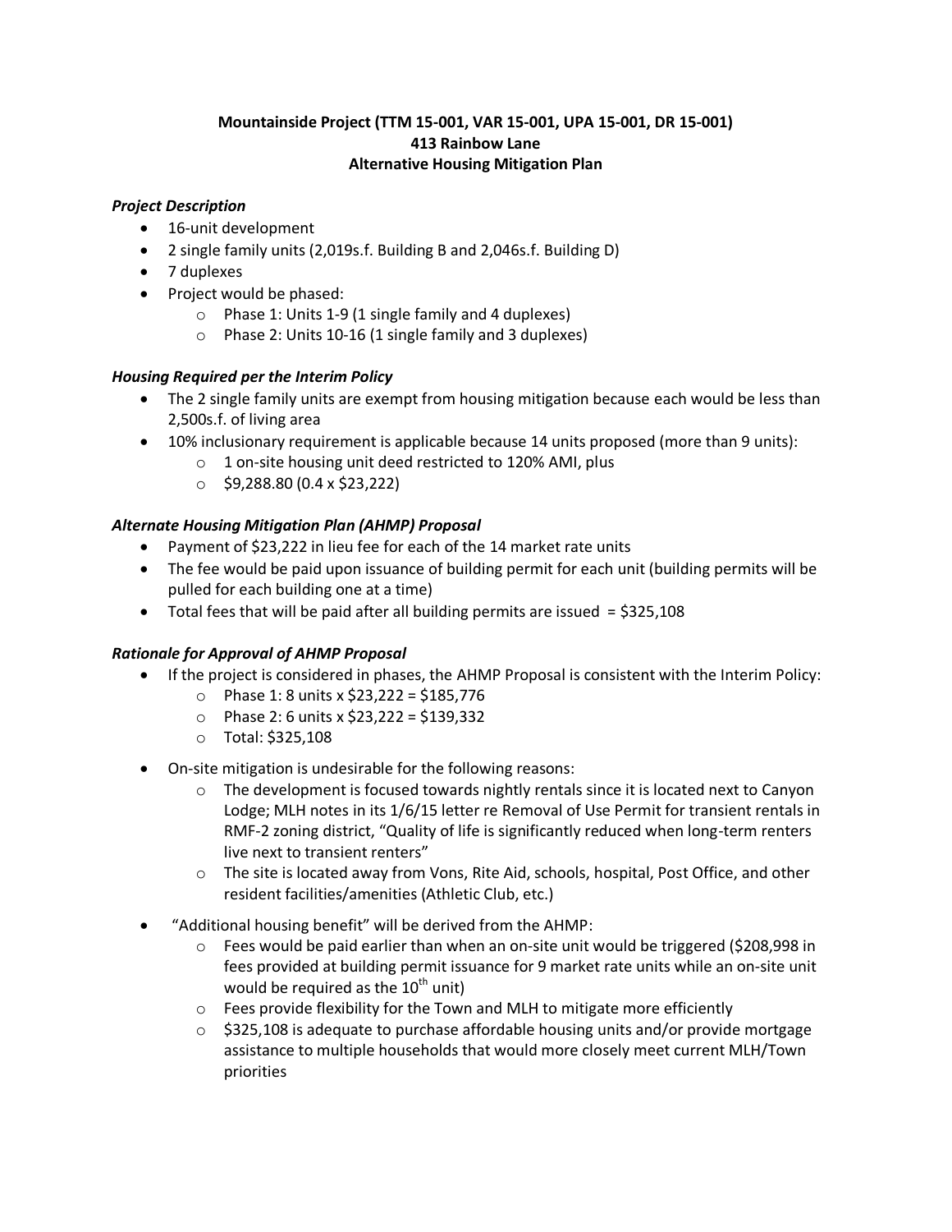**Mountainside Project (TTM 15-001, VAR 15-001, UPA 15-001, DR 15-001)**
**413 Rainbow Lane**
**Alternative Housing Mitigation Plan**

***Project Description***

- 16-unit development
- 2 single family units (2,019s.f. Building B and 2,046s.f. Building D)
- 7 duplexes
- Project would be phased:
  - Phase 1: Units 1-9 (1 single family and 4 duplexes)
  - Phase 2: Units 10-16 (1 single family and 3 duplexes)

***Housing Required per the Interim Policy***

- The 2 single family units are exempt from housing mitigation because each would be less than 2,500s.f. of living area
- 10% inclusionary requirement is applicable because 14 units proposed (more than 9 units):
  - 1 on-site housing unit deed restricted to 120% AMI, plus
  - $9,288.80 (0.4 x $23,222)

***Alternate Housing Mitigation Plan (AHMP) Proposal***

- Payment of $23,222 in lieu fee for each of the 14 market rate units
- The fee would be paid upon issuance of building permit for each unit (building permits will be pulled for each building one at a time)
- Total fees that will be paid after all building permits are issued = $325,108

***Rationale for Approval of AHMP Proposal***

- If the project is considered in phases, the AHMP Proposal is consistent with the Interim Policy:
  - Phase 1: 8 units x $23,222 = $185,776
  - Phase 2: 6 units x $23,222 = $139,332
  - Total: $325,108
- On-site mitigation is undesirable for the following reasons:
  - The development is focused towards nightly rentals since it is located next to Canyon Lodge; MLH notes in its 1/6/15 letter re Removal of Use Permit for transient rentals in RMF-2 zoning district, "Quality of life is significantly reduced when long-term renters live next to transient renters"
  - The site is located away from Vons, Rite Aid, schools, hospital, Post Office, and other resident facilities/amenities (Athletic Club, etc.)
- "Additional housing benefit" will be derived from the AHMP:
  - Fees would be paid earlier than when an on-site unit would be triggered ($208,998 in fees provided at building permit issuance for 9 market rate units while an on-site unit would be required as the 10th unit)
  - Fees provide flexibility for the Town and MLH to mitigate more efficiently
  - $325,108 is adequate to purchase affordable housing units and/or provide mortgage assistance to multiple households that would more closely meet current MLH/Town priorities